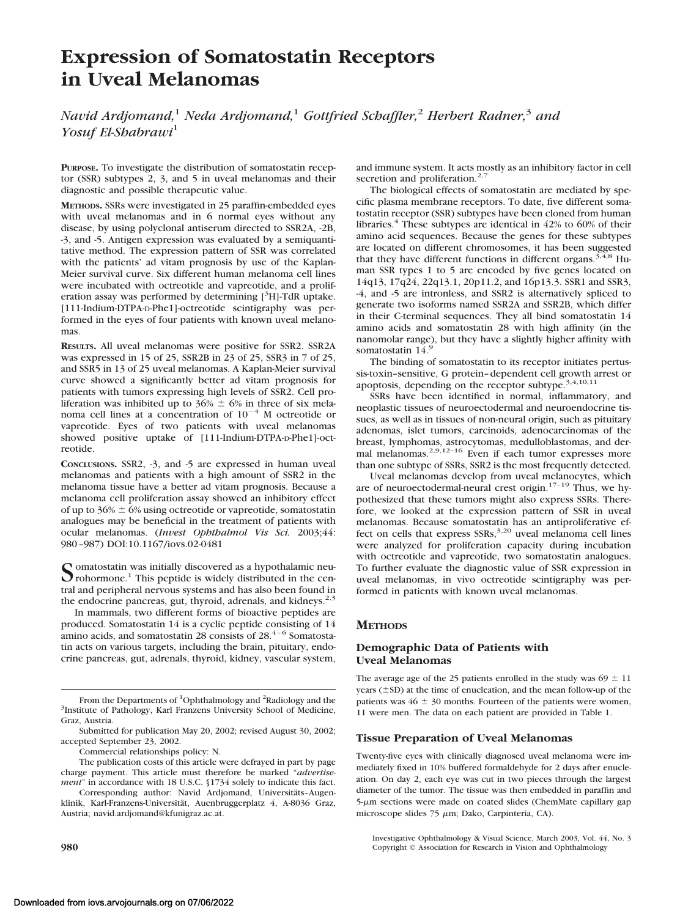# Expression of Somatostatin Receptors in Uveal Melanomas

*Navid Ardjomand,[1] Neda Ardjomand,[1] Gottfried Schaffler,[2] Herbert Radner,[3] and Yosuf El-Shabrawi[1]*

**PURPOSE.** To investigate the distribution of somatostatin receptor (SSR) subtypes 2, 3, and 5 in uveal melanomas and their diagnostic and possible therapeutic value.

**METHODS.** SSRs were investigated in 25 paraffin-embedded eyes with uveal melanomas and in 6 normal eyes without any disease, by using polyclonal antiserum directed to SSR2A, -2B, -3, and -5. Antigen expression was evaluated by a semiquantitative method. The expression pattern of SSR was correlated with the patients' ad vitam prognosis by use of the Kaplan-Meier survival curve. Six different human melanoma cell lines were incubated with octreotide and vapreotide, and a proliferation assay was performed by determining [$^3$H]-TdR uptake. [111-Indium-DTPA-D-Phe1]-octreotide scintigraphy was performed in the eyes of four patients with known uveal melanomas.

**RESULTS.** All uveal melanomas were positive for SSR2. SSR2A was expressed in 15 of 25, SSR2B in 23 of 25, SSR3 in 7 of 25, and SSR5 in 13 of 25 uveal melanomas. A Kaplan-Meier survival curve showed a significantly better ad vitam prognosis for patients with tumors expressing high levels of SSR2. Cell proliferation was inhibited up to 36% ± 6% in three of six melanoma cell lines at a concentration of $10^{-4}$ M octreotide or vapreotide. Eyes of two patients with uveal melanomas showed positive uptake of [111-Indium-DTPA-D-Phe1]-octreotide.

**CONCLUSIONS.** SSR2, -3, and -5 are expressed in human uveal melanomas and patients with a high amount of SSR2 in the melanoma tissue have a better ad vitam prognosis. Because a melanoma cell proliferation assay showed an inhibitory effect of up to 36% ± 6% using octreotide or vapreotide, somatostatin analogues may be beneficial in the treatment of patients with ocular melanomas. (*Invest Ophthalmol Vis Sci.* 2003;44: 980–987) DOI:10.1167/iovs.02-0481

Somatostatin was initially discovered as a hypothalamic neurohormone.[1] This peptide is widely distributed in the central and peripheral nervous systems and has also been found in the endocrine pancreas, gut, thyroid, adrenals, and kidneys.[2,3]

In mammals, two different forms of bioactive peptides are produced. Somatostatin 14 is a cyclic peptide consisting of 14 amino acids, and somatostatin 28 consists of 28.[4–6] Somatostatin acts on various targets, including the brain, pituitary, endocrine pancreas, gut, adrenals, thyroid, kidney, vascular system, and immune system. It acts mostly as an inhibitory factor in cell secretion and proliferation.[2,7]

The biological effects of somatostatin are mediated by specific plasma membrane receptors. To date, five different somatostatin receptor (SSR) subtypes have been cloned from human libraries.[4] These subtypes are identical in 42% to 60% of their amino acid sequences. Because the genes for these subtypes are located on different chromosomes, it has been suggested that they have different functions in different organs.[3,4,8] Human SSR types 1 to 5 are encoded by five genes located on 14q13, 17q24, 22q13.1, 20p11.2, and 16p13.3. SSR1 and SSR3, -4, and -5 are intronless, and SSR2 is alternatively spliced to generate two isoforms named SSR2A and SSR2B, which differ in their C-terminal sequences. They all bind somatostatin 14 amino acids and somatostatin 28 with high affinity (in the nanomolar range), but they have a slightly higher affinity with somatostatin 14.[9]

The binding of somatostatin to its receptor initiates pertussis-toxin–sensitive, G protein–dependent cell growth arrest or apoptosis, depending on the receptor subtype.[3,4,10,11]

SSRs have been identified in normal, inflammatory, and neoplastic tissues of neuroectodermal and neuroendocrine tissues, as well as in tissues of non-neural origin, such as pituitary adenomas, islet tumors, carcinoids, adenocarcinomas of the breast, lymphomas, astrocytomas, medulloblastomas, and dermal melanomas.[2,9,12–16] Even if each tumor expresses more than one subtype of SSRs, SSR2 is the most frequently detected.

Uveal melanomas develop from uveal melanocytes, which are of neuroectodermal-neural crest origin.[17–19] Thus, we hypothesized that these tumors might also express SSRs. Therefore, we looked at the expression pattern of SSR in uveal melanomas. Because somatostatin has an antiproliferative effect on cells that express SSRs,[3,20] uveal melanoma cell lines were analyzed for proliferation capacity during incubation with octreotide and vapreotide, two somatostatin analogues. To further evaluate the diagnostic value of SSR expression in uveal melanomas, in vivo octreotide scintigraphy was performed in patients with known uveal melanomas.

## METHODS

### Demographic Data of Patients with Uveal Melanomas

The average age of the 25 patients enrolled in the study was 69 ± 11 years (±SD) at the time of enucleation, and the mean follow-up of the patients was 46 ± 30 months. Fourteen of the patients were women, 11 were men. The data on each patient are provided in Table 1.

### Tissue Preparation of Uveal Melanomas

Twenty-five eyes with clinically diagnosed uveal melanoma were immediately fixed in 10% buffered formaldehyde for 2 days after enucleation. On day 2, each eye was cut in two pieces through the largest diameter of the tumor. The tissue was then embedded in paraffin and 5-μm sections were made on coated slides (ChemMate capillary gap microscope slides 75 μm; Dako, Carpinteria, CA).

From the Departments of [1]Ophthalmology and [2]Radiology and the [3]Institute of Pathology, Karl Franzens University School of Medicine, Graz, Austria.

Submitted for publication May 20, 2002; revised August 30, 2002; accepted September 23, 2002.

Commercial relationships policy: N.

The publication costs of this article were defrayed in part by page charge payment. This article must therefore be marked "*advertisement*" in accordance with 18 U.S.C. §1734 solely to indicate this fact.

Corresponding author: Navid Ardjomand, Universitäts–Augenklinik, Karl-Franzens-Universität, Auenbruggerplatz 4, A-8036 Graz, Austria; navid.ardjomand@kfunigraz.ac.at.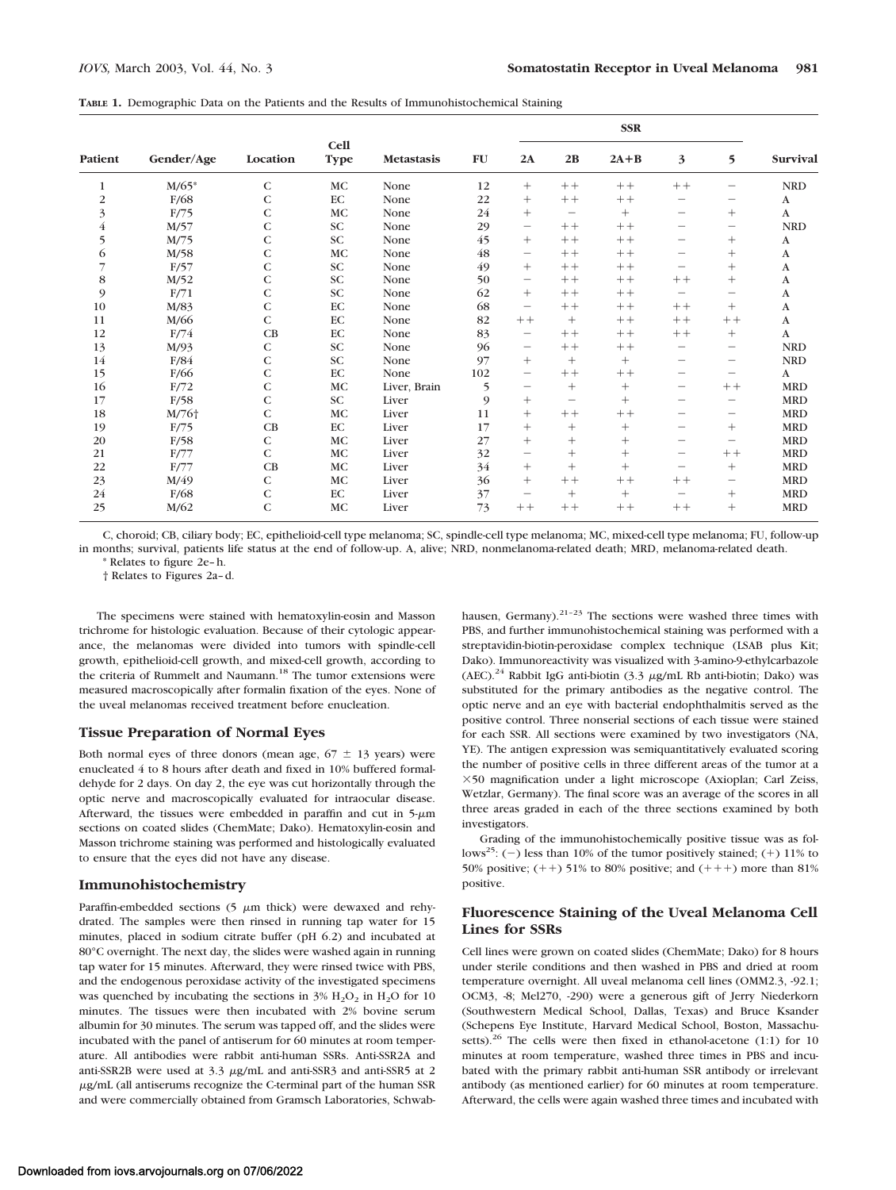**TABLE 1.** Demographic Data on the Patients and the Results of Immunohistochemical Staining

| Patient | Gender/Age | Location | Cell Type | Metastasis | FU | SSR | | | | | Survival |
|---|---|---|---|---|---|---|---|---|---|---|---|
| | | | | | | 2A | 2B | 2A+B | 3 | 5 | |
| 1 | M/65* | C | MC | None | 12 | + | ++ | ++ | ++ | − | NRD |
| 2 | F/68 | C | EC | None | 22 | + | ++ | ++ | − | − | A |
| 3 | F/75 | C | MC | None | 24 | + | − | + | − | + | A |
| 4 | M/57 | C | SC | None | 29 | − | ++ | ++ | − | − | NRD |
| 5 | M/75 | C | SC | None | 45 | + | ++ | ++ | − | + | A |
| 6 | M/58 | C | MC | None | 48 | − | ++ | ++ | − | + | A |
| 7 | F/57 | C | SC | None | 49 | + | ++ | ++ | − | + | A |
| 8 | M/52 | C | SC | None | 50 | − | ++ | ++ | ++ | + | A |
| 9 | F/71 | C | SC | None | 62 | + | ++ | ++ | − | − | A |
| 10 | M/83 | C | EC | None | 68 | − | ++ | ++ | ++ | + | A |
| 11 | M/66 | C | EC | None | 82 | ++ | + | ++ | ++ | ++ | A |
| 12 | F/74 | CB | EC | None | 83 | − | ++ | ++ | ++ | + | A |
| 13 | M/93 | C | SC | None | 96 | − | ++ | ++ | − | − | NRD |
| 14 | F/84 | C | SC | None | 97 | + | + | + | − | − | NRD |
| 15 | F/66 | C | EC | None | 102 | − | ++ | ++ | − | − | A |
| 16 | F/72 | C | MC | Liver, Brain | 5 | − | + | + | − | ++ | MRD |
| 17 | F/58 | C | SC | Liver | 9 | + | − | + | − | − | MRD |
| 18 | M/76† | C | MC | Liver | 11 | + | ++ | ++ | − | − | MRD |
| 19 | F/75 | CB | EC | Liver | 17 | + | + | + | − | + | MRD |
| 20 | F/58 | C | MC | Liver | 27 | + | + | + | − | − | MRD |
| 21 | F/77 | C | MC | Liver | 32 | − | + | + | − | ++ | MRD |
| 22 | F/77 | CB | MC | Liver | 34 | + | + | + | − | + | MRD |
| 23 | M/49 | C | MC | Liver | 36 | + | ++ | ++ | ++ | − | MRD |
| 24 | F/68 | C | EC | Liver | 37 | − | + | + | − | + | MRD |
| 25 | M/62 | C | MC | Liver | 73 | ++ | ++ | ++ | ++ | + | MRD |

C, choroid; CB, ciliary body; EC, epithelioid-cell type melanoma; SC, spindle-cell type melanoma; MC, mixed-cell type melanoma; FU, follow-up in months; survival, patients life status at the end of follow-up. A, alive; NRD, nonmelanoma-related death; MRD, melanoma-related death.

\* Relates to figure 2e–h.

† Relates to Figures 2a–d.

The specimens were stained with hematoxylin-eosin and Masson trichrome for histologic evaluation. Because of their cytologic appearance, the melanomas were divided into tumors with spindle-cell growth, epithelioid-cell growth, and mixed-cell growth, according to the criteria of Rummelt and Naumann.[18] The tumor extensions were measured macroscopically after formalin fixation of the eyes. None of the uveal melanomas received treatment before enucleation.

### Tissue Preparation of Normal Eyes

Both normal eyes of three donors (mean age, 67 ± 13 years) were enucleated 4 to 8 hours after death and fixed in 10% buffered formaldehyde for 2 days. On day 2, the eye was cut horizontally through the optic nerve and macroscopically evaluated for intraocular disease. Afterward, the tissues were embedded in paraffin and cut in 5-μm sections on coated slides (ChemMate; Dako). Hematoxylin-eosin and Masson trichrome staining was performed and histologically evaluated to ensure that the eyes did not have any disease.

### Immunohistochemistry

Paraffin-embedded sections (5 μm thick) were dewaxed and rehydrated. The samples were then rinsed in running tap water for 15 minutes, placed in sodium citrate buffer (pH 6.2) and incubated at 80°C overnight. The next day, the slides were washed again in running tap water for 15 minutes. Afterward, they were rinsed twice with PBS, and the endogenous peroxidase activity of the investigated specimens was quenched by incubating the sections in 3% $H_2O_2$ in $H_2O$ for 10 minutes. The tissues were then incubated with 2% bovine serum albumin for 30 minutes. The serum was tapped off, and the slides were incubated with the panel of antiserum for 60 minutes at room temperature. All antibodies were rabbit anti-human SSRs. Anti-SSR2A and anti-SSR2B were used at 3.3 μg/mL and anti-SSR3 and anti-SSR5 at 2 μg/mL (all antiserums recognize the C-terminal part of the human SSR and were commercially obtained from Gramsch Laboratories, Schwabhausen, Germany).[21–23] The sections were washed three times with PBS, and further immunohistochemical staining was performed with a streptavidin-biotin-peroxidase complex technique (LSAB plus Kit; Dako). Immunoreactivity was visualized with 3-amino-9-ethylcarbazole (AEC).[24] Rabbit IgG anti-biotin (3.3 μg/mL Rb anti-biotin; Dako) was substituted for the primary antibodies as the negative control. The optic nerve and an eye with bacterial endophthalmitis served as the positive control. Three nonserial sections of each tissue were stained for each SSR. All sections were examined by two investigators (NA, YE). The antigen expression was semiquantitatively evaluated scoring the number of positive cells in three different areas of the tumor at a ×50 magnification under a light microscope (Axioplan; Carl Zeiss, Wetzlar, Germany). The final score was an average of the scores in all three areas graded in each of the three sections examined by both investigators.

Grading of the immunohistochemically positive tissue was as follows[25]: (−) less than 10% of the tumor positively stained; (+) 11% to 50% positive; (++) 51% to 80% positive; and (+++) more than 81% positive.

### Fluorescence Staining of the Uveal Melanoma Cell Lines for SSRs

Cell lines were grown on coated slides (ChemMate; Dako) for 8 hours under sterile conditions and then washed in PBS and dried at room temperature overnight. All uveal melanoma cell lines (OMM2.3, -92.1; OCM3, -8; Mel270, -290) were a generous gift of Jerry Niederkorn (Southwestern Medical School, Dallas, Texas) and Bruce Ksander (Schepens Eye Institute, Harvard Medical School, Boston, Massachusetts).[26] The cells were then fixed in ethanol-acetone (1:1) for 10 minutes at room temperature, washed three times in PBS and incubated with the primary rabbit anti-human SSR antibody or irrelevant antibody (as mentioned earlier) for 60 minutes at room temperature. Afterward, the cells were again washed three times and incubated with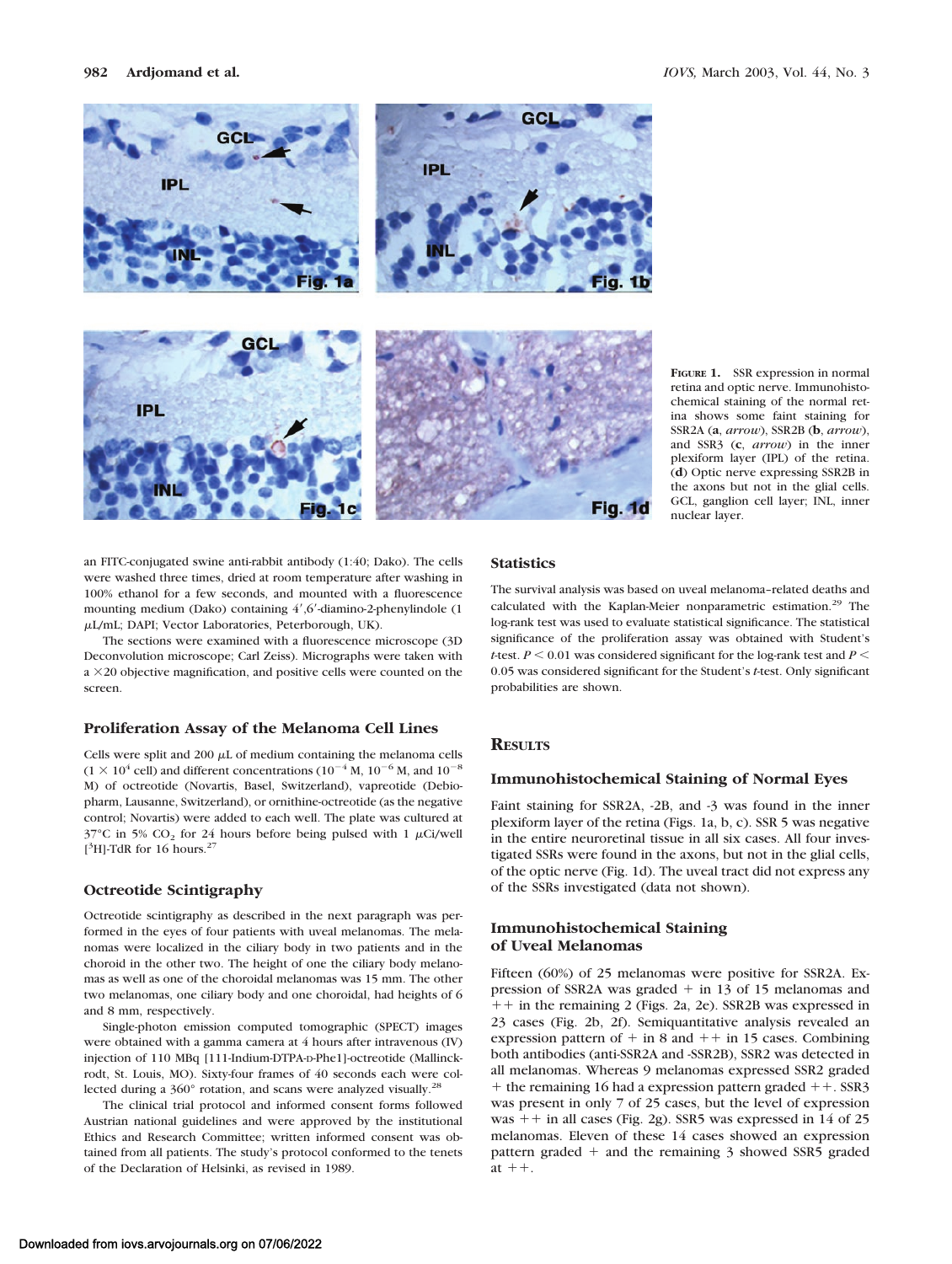**FIGURE 1.** SSR expression in normal retina and optic nerve. Immunohistochemical staining of the normal retina shows some faint staining for SSR2A (**a**, *arrow*), SSR2B (**b**, *arrow*), and SSR3 (**c**, *arrow*) in the inner plexiform layer (IPL) of the retina. (**d**) Optic nerve expressing SSR2B in the axons but not in the glial cells. GCL, ganglion cell layer; INL, inner nuclear layer.

an FITC-conjugated swine anti-rabbit antibody (1:40; Dako). The cells were washed three times, dried at room temperature after washing in 100% ethanol for a few seconds, and mounted with a fluorescence mounting medium (Dako) containing 4′,6′-diamino-2-phenylindole (1 μL/mL; DAPI; Vector Laboratories, Peterborough, UK).

The sections were examined with a fluorescence microscope (3D Deconvolution microscope; Carl Zeiss). Micrographs were taken with a ×20 objective magnification, and positive cells were counted on the screen.

### Proliferation Assay of the Melanoma Cell Lines

Cells were split and 200 μL of medium containing the melanoma cells ($1 \times 10^4$ cell) and different concentrations ($10^{-4}$ M, $10^{-6}$ M, and $10^{-8}$ M) of octreotide (Novartis, Basel, Switzerland), vapreotide (Debiopharm, Lausanne, Switzerland), or ornithine-octreotide (as the negative control; Novartis) were added to each well. The plate was cultured at 37°C in 5% $CO_2$ for 24 hours before being pulsed with 1 μCi/well [$^3$H]-TdR for 16 hours.[27]

### Octreotide Scintigraphy

Octreotide scintigraphy as described in the next paragraph was performed in the eyes of four patients with uveal melanomas. The melanomas were localized in the ciliary body in two patients and in the choroid in the other two. The height of one the ciliary body melanomas as well as one of the choroidal melanomas was 15 mm. The other two melanomas, one ciliary body and one choroidal, had heights of 6 and 8 mm, respectively.

Single-photon emission computed tomographic (SPECT) images were obtained with a gamma camera at 4 hours after intravenous (IV) injection of 110 MBq [111-Indium-DTPA-D-Phe1]-octreotide (Mallinckrodt, St. Louis, MO). Sixty-four frames of 40 seconds each were collected during a 360° rotation, and scans were analyzed visually.[28]

The clinical trial protocol and informed consent forms followed Austrian national guidelines and were approved by the institutional Ethics and Research Committee; written informed consent was obtained from all patients. The study's protocol conformed to the tenets of the Declaration of Helsinki, as revised in 1989.

### Statistics

The survival analysis was based on uveal melanoma–related deaths and calculated with the Kaplan-Meier nonparametric estimation.[29] The log-rank test was used to evaluate statistical significance. The statistical significance of the proliferation assay was obtained with Student's *t*-test. $P < 0.01$ was considered significant for the log-rank test and $P < 0.05$ was considered significant for the Student's *t*-test. Only significant probabilities are shown.

## RESULTS

### Immunohistochemical Staining of Normal Eyes

Faint staining for SSR2A, -2B, and -3 was found in the inner plexiform layer of the retina (Figs. 1a, b, c). SSR 5 was negative in the entire neuroretinal tissue in all six cases. All four investigated SSRs were found in the axons, but not in the glial cells, of the optic nerve (Fig. 1d). The uveal tract did not express any of the SSRs investigated (data not shown).

### Immunohistochemical Staining of Uveal Melanomas

Fifteen (60%) of 25 melanomas were positive for SSR2A. Expression of SSR2A was graded + in 13 of 15 melanomas and ++ in the remaining 2 (Figs. 2a, 2e). SSR2B was expressed in 23 cases (Fig. 2b, 2f). Semiquantitative analysis revealed an expression pattern of + in 8 and ++ in 15 cases. Combining both antibodies (anti-SSR2A and -SSR2B), SSR2 was detected in all melanomas. Whereas 9 melanomas expressed SSR2 graded + the remaining 16 had a expression pattern graded ++. SSR3 was present in only 7 of 25 cases, but the level of expression was ++ in all cases (Fig. 2g). SSR5 was expressed in 14 of 25 melanomas. Eleven of these 14 cases showed an expression pattern graded + and the remaining 3 showed SSR5 graded at ++.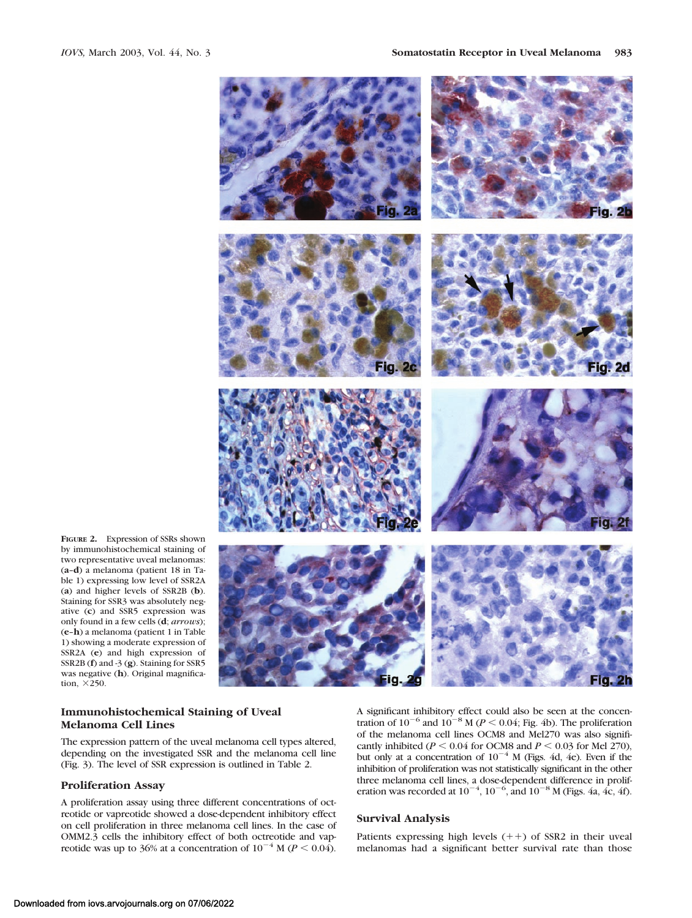**FIGURE 2.** Expression of SSRs shown by immunohistochemical staining of two representative uveal melanomas: (**a**–**d**) a melanoma (patient 18 in Table 1) expressing low level of SSR2A (**a**) and higher levels of SSR2B (**b**). Staining for SSR3 was absolutely negative (**c**) and SSR5 expression was only found in a few cells (**d**; *arrows*); (**e**–**h**) a melanoma (patient 1 in Table 1) showing a moderate expression of SSR2A (**e**) and high expression of SSR2B (**f**) and -3 (**g**). Staining for SSR5 was negative (**h**). Original magnification, ×250.

### Immunohistochemical Staining of Uveal Melanoma Cell Lines

The expression pattern of the uveal melanoma cell types altered, depending on the investigated SSR and the melanoma cell line (Fig. 3). The level of SSR expression is outlined in Table 2.

### Proliferation Assay

A proliferation assay using three different concentrations of octreotide or vapreotide showed a dose-dependent inhibitory effect on cell proliferation in three melanoma cell lines. In the case of OMM2.3 cells the inhibitory effect of both octreotide and vapreotide was up to 36% at a concentration of $10^{-4}$ M ($P < 0.04$). A significant inhibitory effect could also be seen at the concentration of $10^{-6}$ and $10^{-8}$ M ($P < 0.04$; Fig. 4b). The proliferation of the melanoma cell lines OCM8 and Mel270 was also significantly inhibited ($P < 0.04$ for OCM8 and $P < 0.03$ for Mel 270), but only at a concentration of $10^{-4}$ M (Figs. 4d, 4e). Even if the inhibition of proliferation was not statistically significant in the other three melanoma cell lines, a dose-dependent difference in proliferation was recorded at $10^{-4}$, $10^{-6}$, and $10^{-8}$ M (Figs. 4a, 4c, 4f).

### Survival Analysis

Patients expressing high levels (++) of SSR2 in their uveal melanomas had a significant better survival rate than those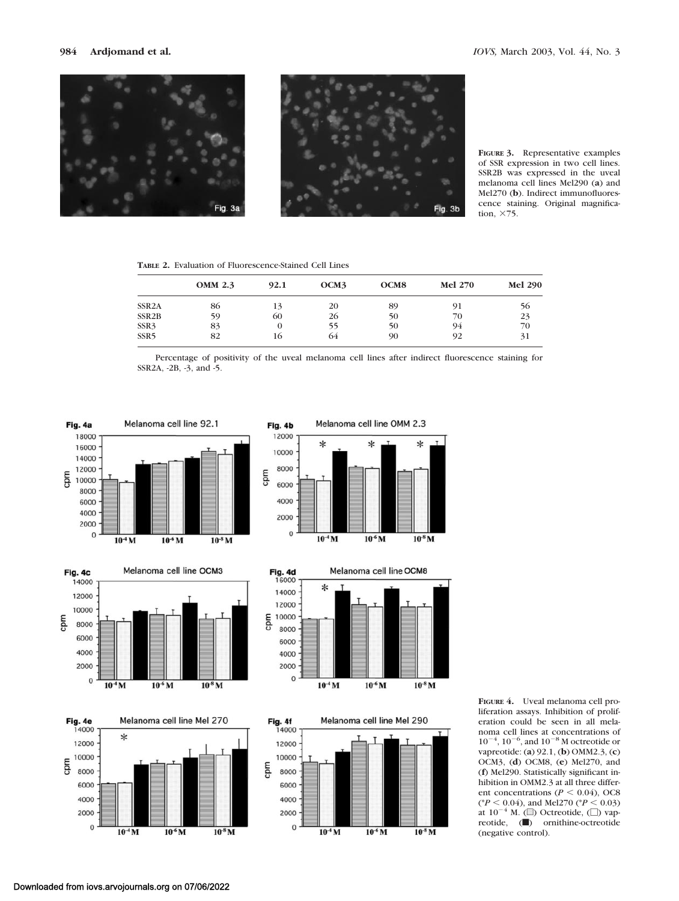**FIGURE 3.** Representative examples of SSR expression in two cell lines. SSR2B was expressed in the uveal melanoma cell lines Mel290 (**a**) and Mel270 (**b**). Indirect immunofluorescence staining. Original magnification, ×75.

**TABLE 2.** Evaluation of Fluorescence-Stained Cell Lines

| | OMM 2.3 | 92.1 | OCM3 | OCM8 | Mel 270 | Mel 290 |
|---|---|---|---|---|---|---|
| SSR2A | 86 | 13 | 20 | 89 | 91 | 56 |
| SSR2B | 59 | 60 | 26 | 50 | 70 | 23 |
| SSR3 | 83 | 0 | 55 | 50 | 94 | 70 |
| SSR5 | 82 | 16 | 64 | 90 | 92 | 31 |

Percentage of positivity of the uveal melanoma cell lines after indirect fluorescence staining for SSR2A, -2B, -3, and -5.

**FIGURE 4.** Uveal melanoma cell proliferation assays. Inhibition of proliferation could be seen in all melanoma cell lines at concentrations of $10^{-4}$, $10^{-6}$, and $10^{-8}$ M octreotide or vapreotide: (**a**) 92.1, (**b**) OMM2.3, (**c**) OCM3, (**d**) OCM8, (**e**) Mel270, and (**f**) Mel290. Statistically significant inhibition in OMM2.3 at all three different concentrations ($P < 0.04$), OC8 (*$P < 0.04$), and Mel270 (*$P < 0.03$) at $10^{-4}$ M. (▤) Octreotide, (□) vapreotide, (■) ornithine-octreotide (negative control).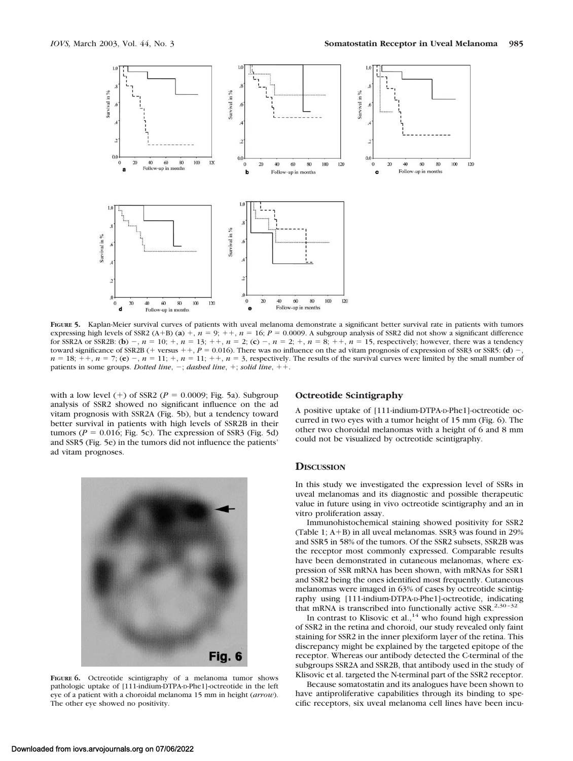**FIGURE 5.** Kaplan-Meier survival curves of patients with uveal melanoma demonstrate a significant better survival rate in patients with tumors expressing high levels of SSR2 (A+B) (**a**) +, $n = 9$; ++, $n = 16$; $P = 0.0009$. A subgroup analysis of SSR2 did not show a significant difference for SSR2A or SSR2B: (**b**) −, $n = 10$; +, $n = 13$; ++, $n = 2$; (**c**) −, $n = 2$; +, $n = 8$; ++, $n = 15$, respectively; however, there was a tendency toward significance of SSR2B (+ versus ++, $P = 0.016$). There was no influence on the ad vitam prognosis of expression of SSR3 or SSR5: (**d**) −, $n = 18$; ++, $n = 7$; (**e**) −, $n = 11$; +, $n = 11$; ++, $n = 3$, respectively. The results of the survival curves were limited by the small number of patients in some groups. *Dotted line*, −; *dashed line*, +; *solid line*, ++.

with a low level (+) of SSR2 ($P = 0.0009$; Fig. 5a). Subgroup analysis of SSR2 showed no significant influence on the ad vitam prognosis with SSR2A (Fig. 5b), but a tendency toward better survival in patients with high levels of SSR2B in their tumors ($P = 0.016$; Fig. 5c). The expression of SSR3 (Fig. 5d) and SSR5 (Fig. 5e) in the tumors did not influence the patients' ad vitam prognoses.

**FIGURE 6.** Octreotide scintigraphy of a melanoma tumor shows pathologic uptake of [111-indium-DTPA-D-Phe1]-octreotide in the left eye of a patient with a choroidal melanoma 15 mm in height (*arrow*). The other eye showed no positivity.

### Octreotide Scintigraphy

A positive uptake of [111-indium-DTPA-D-Phe1]-octreotide occurred in two eyes with a tumor height of 15 mm (Fig. 6). The other two choroidal melanomas with a height of 6 and 8 mm could not be visualized by octreotide scintigraphy.

## Discussion

In this study we investigated the expression level of SSRs in uveal melanomas and its diagnostic and possible therapeutic value in future using in vivo octreotide scintigraphy and an in vitro proliferation assay.

Immunohistochemical staining showed positivity for SSR2 (Table 1; A+B) in all uveal melanomas. SSR3 was found in 29% and SSR5 in 58% of the tumors. Of the SSR2 subsets, SSR2B was the receptor most commonly expressed. Comparable results have been demonstrated in cutaneous melanomas, where expression of SSR mRNA has been shown, with mRNAs for SSR1 and SSR2 being the ones identified most frequently. Cutaneous melanomas were imaged in 63% of cases by octreotide scintigraphy using [111-indium-DTPA-D-Phe1]-octreotide, indicating that mRNA is transcribed into functionally active SSR.[2,30–32]

In contrast to Klisovic et al.,[14] who found high expression of SSR2 in the retina and choroid, our study revealed only faint staining for SSR2 in the inner plexiform layer of the retina. This discrepancy might be explained by the targeted epitope of the receptor. Whereas our antibody detected the C-terminal of the subgroups SSR2A and SSR2B, that antibody used in the study of Klisovic et al. targeted the N-terminal part of the SSR2 receptor.

Because somatostatin and its analogues have been shown to have antiproliferative capabilities through its binding to specific receptors, six uveal melanoma cell lines have been incu-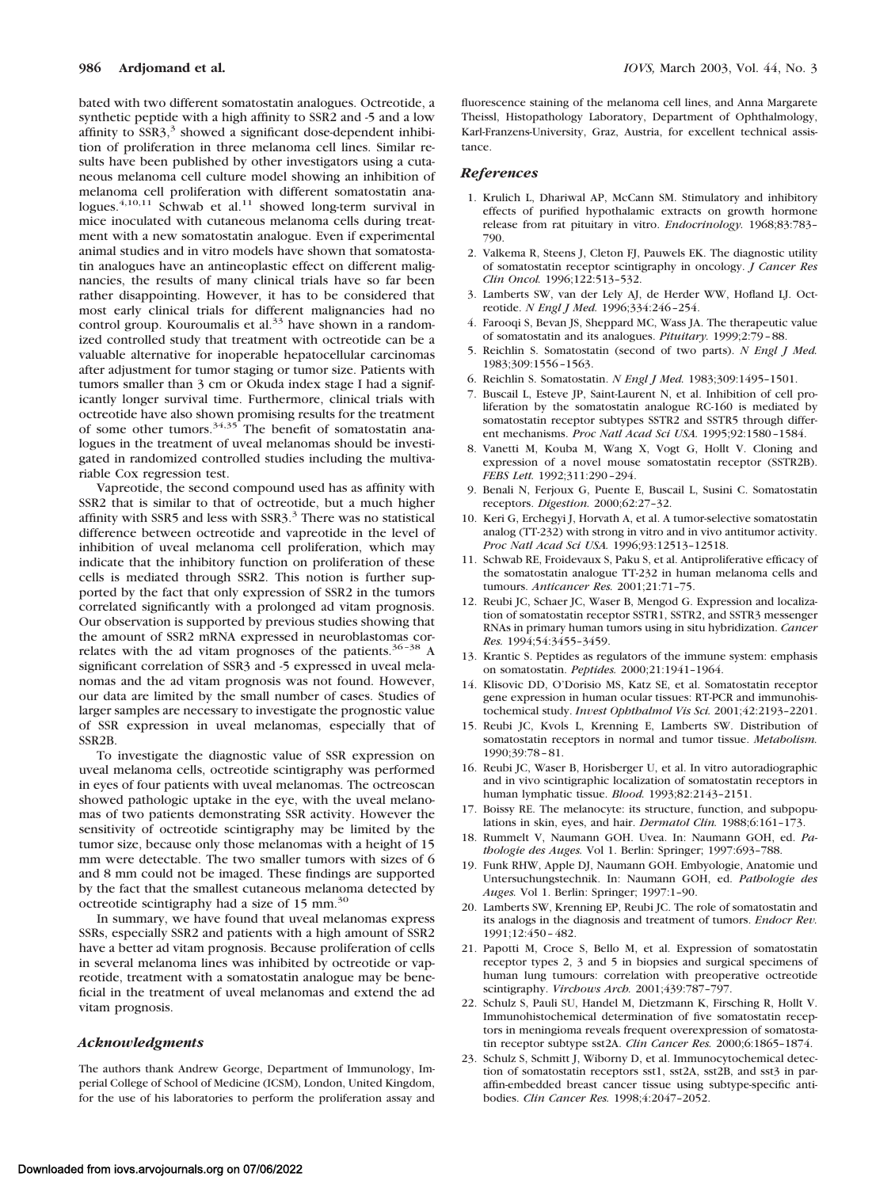bated with two different somatostatin analogues. Octreotide, a synthetic peptide with a high affinity to SSR2 and -5 and a low affinity to SSR3,[3] showed a significant dose-dependent inhibition of proliferation in three melanoma cell lines. Similar results have been published by other investigators using a cutaneous melanoma cell culture model showing an inhibition of melanoma cell proliferation with different somatostatin analogues.[4,10,11] Schwab et al.[11] showed long-term survival in mice inoculated with cutaneous melanoma cells during treatment with a new somatostatin analogue. Even if experimental animal studies and in vitro models have shown that somatostatin analogues have an antineoplastic effect on different malignancies, the results of many clinical trials have so far been rather disappointing. However, it has to be considered that most early clinical trials for different malignancies had no control group. Kouroumalis et al.[33] have shown in a randomized controlled study that treatment with octreotide can be a valuable alternative for inoperable hepatocellular carcinomas after adjustment for tumor staging or tumor size. Patients with tumors smaller than 3 cm or Okuda index stage I had a significantly longer survival time. Furthermore, clinical trials with octreotide have also shown promising results for the treatment of some other tumors.[34,35] The benefit of somatostatin analogues in the treatment of uveal melanomas should be investigated in randomized controlled studies including the multivariable Cox regression test.

Vapreotide, the second compound used has as affinity with SSR2 that is similar to that of octreotide, but a much higher affinity with SSR5 and less with SSR3.[3] There was no statistical difference between octreotide and vapreotide in the level of inhibition of uveal melanoma cell proliferation, which may indicate that the inhibitory function on proliferation of these cells is mediated through SSR2. This notion is further supported by the fact that only expression of SSR2 in the tumors correlated significantly with a prolonged ad vitam prognosis. Our observation is supported by previous studies showing that the amount of SSR2 mRNA expressed in neuroblastomas correlates with the ad vitam prognoses of the patients.[36–38] A significant correlation of SSR3 and -5 expressed in uveal melanomas and the ad vitam prognosis was not found. However, our data are limited by the small number of cases. Studies of larger samples are necessary to investigate the prognostic value of SSR expression in uveal melanomas, especially that of SSR2B.

To investigate the diagnostic value of SSR expression on uveal melanoma cells, octreotide scintigraphy was performed in eyes of four patients with uveal melanomas. The octreoscan showed pathologic uptake in the eye, with the uveal melanomas of two patients demonstrating SSR activity. However the sensitivity of octreotide scintigraphy may be limited by the tumor size, because only those melanomas with a height of 15 mm were detectable. The two smaller tumors with sizes of 6 and 8 mm could not be imaged. These findings are supported by the fact that the smallest cutaneous melanoma detected by octreotide scintigraphy had a size of 15 mm.[30]

In summary, we have found that uveal melanomas express SSRs, especially SSR2 and patients with a high amount of SSR2 have a better ad vitam prognosis. Because proliferation of cells in several melanoma lines was inhibited by octreotide or vapreotide, treatment with a somatostatin analogue may be beneficial in the treatment of uveal melanomas and extend the ad vitam prognosis.

## Acknowledgments

The authors thank Andrew George, Department of Immunology, Imperial College of School of Medicine (ICSM), London, United Kingdom, for the use of his laboratories to perform the proliferation assay and fluorescence staining of the melanoma cell lines, and Anna Margarete Theissl, Histopathology Laboratory, Department of Ophthalmology, Karl-Franzens-University, Graz, Austria, for excellent technical assistance.

## References

1. Krulich L, Dhariwal AP, McCann SM. Stimulatory and inhibitory effects of purified hypothalamic extracts on growth hormone release from rat pituitary in vitro. *Endocrinology.* 1968;83:783–790.
2. Valkema R, Steens J, Cleton FJ, Pauwels EK. The diagnostic utility of somatostatin receptor scintigraphy in oncology. *J Cancer Res Clin Oncol.* 1996;122:513–532.
3. Lamberts SW, van der Lely AJ, de Herder WW, Hofland LJ. Octreotide. *N Engl J Med.* 1996;334:246–254.
4. Farooqi S, Bevan JS, Sheppard MC, Wass JA. The therapeutic value of somatostatin and its analogues. *Pituitary.* 1999;2:79–88.
5. Reichlin S. Somatostatin (second of two parts). *N Engl J Med.* 1983;309:1556–1563.
6. Reichlin S. Somatostatin. *N Engl J Med.* 1983;309:1495–1501.
7. Buscail L, Esteve JP, Saint-Laurent N, et al. Inhibition of cell proliferation by the somatostatin analogue RC-160 is mediated by somatostatin receptor subtypes SSTR2 and SSTR5 through different mechanisms. *Proc Natl Acad Sci USA.* 1995;92:1580–1584.
8. Vanetti M, Kouba M, Wang X, Vogt G, Hollt V. Cloning and expression of a novel mouse somatostatin receptor (SSTR2B). *FEBS Lett.* 1992;311:290–294.
9. Benali N, Ferjoux G, Puente E, Buscail L, Susini C. Somatostatin receptors. *Digestion.* 2000;62:27–32.
10. Keri G, Erchegyi J, Horvath A, et al. A tumor-selective somatostatin analog (TT-232) with strong in vitro and in vivo antitumor activity. *Proc Natl Acad Sci USA.* 1996;93:12513–12518.
11. Schwab RE, Froidevaux S, Paku S, et al. Antiproliferative efficacy of the somatostatin analogue TT-232 in human melanoma cells and tumours. *Anticancer Res.* 2001;21:71–75.
12. Reubi JC, Schaer JC, Waser B, Mengod G. Expression and localization of somatostatin receptor SSTR1, SSTR2, and SSTR3 messenger RNAs in primary human tumors using in situ hybridization. *Cancer Res.* 1994;54:3455–3459.
13. Krantic S. Peptides as regulators of the immune system: emphasis on somatostatin. *Peptides.* 2000;21:1941–1964.
14. Klisovic DD, O'Dorisio MS, Katz SE, et al. Somatostatin receptor gene expression in human ocular tissues: RT-PCR and immunohistochemical study. *Invest Ophthalmol Vis Sci.* 2001;42:2193–2201.
15. Reubi JC, Kvols L, Krenning E, Lamberts SW. Distribution of somatostatin receptors in normal and tumor tissue. *Metabolism.* 1990;39:78–81.
16. Reubi JC, Waser B, Horisberger U, et al. In vitro autoradiographic and in vivo scintigraphic localization of somatostatin receptors in human lymphatic tissue. *Blood.* 1993;82:2143–2151.
17. Boissy RE. The melanocyte: its structure, function, and subpopulations in skin, eyes, and hair. *Dermatol Clin.* 1988;6:161–173.
18. Rummelt V, Naumann GOH. Uvea. In: Naumann GOH, ed. *Pathologie des Auges.* Vol 1. Berlin: Springer; 1997:693–788.
19. Funk RHW, Apple DJ, Naumann GOH. Embyologie, Anatomie und Untersuchungstechnik. In: Naumann GOH, ed. *Pathologie des Auges.* Vol 1. Berlin: Springer; 1997:1–90.
20. Lamberts SW, Krenning EP, Reubi JC. The role of somatostatin and its analogs in the diagnosis and treatment of tumors. *Endocr Rev.* 1991;12:450–482.
21. Papotti M, Croce S, Bello M, et al. Expression of somatostatin receptor types 2, 3 and 5 in biopsies and surgical specimens of human lung tumours: correlation with preoperative octreotide scintigraphy. *Virchows Arch.* 2001;439:787–797.
22. Schulz S, Pauli SU, Handel M, Dietzmann K, Firsching R, Hollt V. Immunohistochemical determination of five somatostatin receptors in meningioma reveals frequent overexpression of somatostatin receptor subtype sst2A. *Clin Cancer Res.* 2000;6:1865–1874.
23. Schulz S, Schmitt J, Wiborny D, et al. Immunocytochemical detection of somatostatin receptors sst1, sst2A, sst2B, and sst3 in paraffin-embedded breast cancer tissue using subtype-specific antibodies. *Clin Cancer Res.* 1998;4:2047–2052.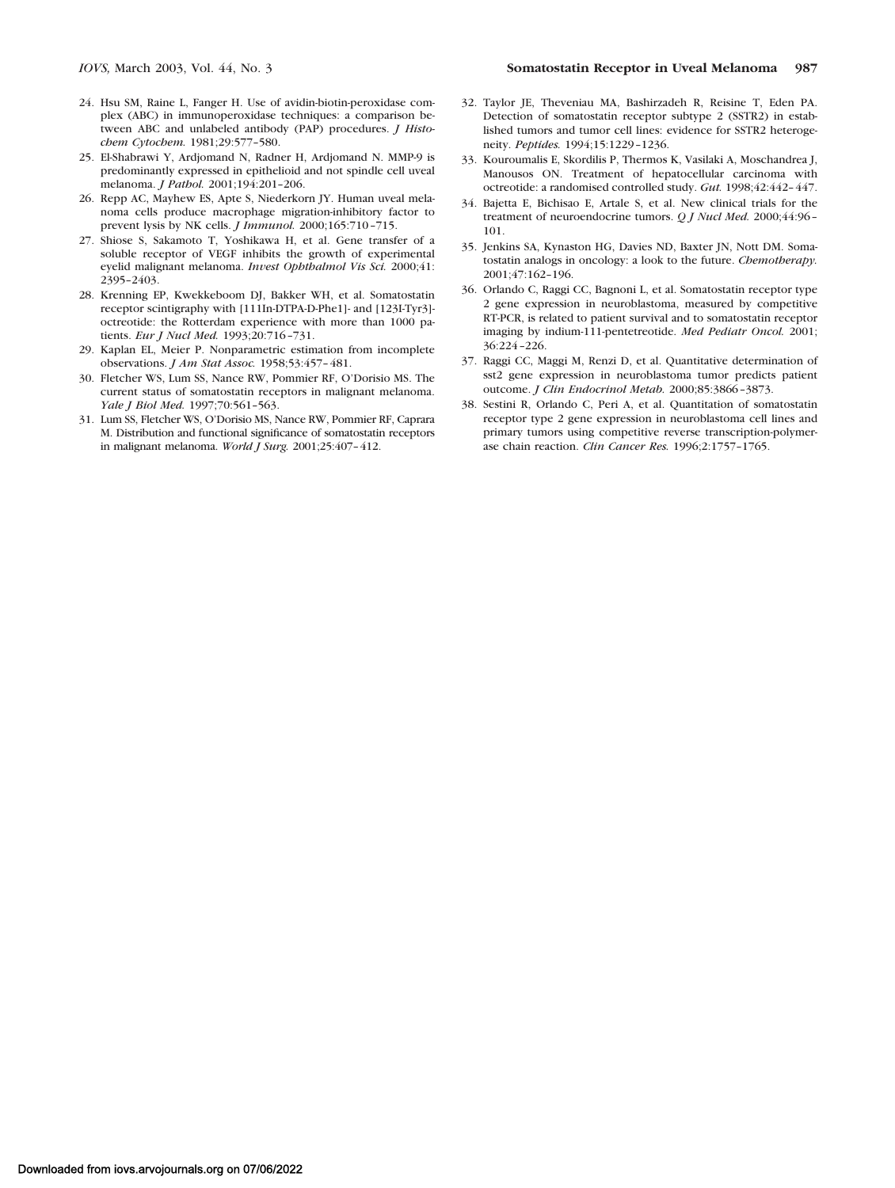24. Hsu SM, Raine L, Fanger H. Use of avidin-biotin-peroxidase complex (ABC) in immunoperoxidase techniques: a comparison between ABC and unlabeled antibody (PAP) procedures. *J Histochem Cytochem.* 1981;29:577–580.
25. El-Shabrawi Y, Ardjomand N, Radner H, Ardjomand N. MMP-9 is predominantly expressed in epithelioid and not spindle cell uveal melanoma. *J Pathol.* 2001;194:201–206.
26. Repp AC, Mayhew ES, Apte S, Niederkorn JY. Human uveal melanoma cells produce macrophage migration-inhibitory factor to prevent lysis by NK cells. *J Immunol.* 2000;165:710–715.
27. Shiose S, Sakamoto T, Yoshikawa H, et al. Gene transfer of a soluble receptor of VEGF inhibits the growth of experimental eyelid malignant melanoma. *Invest Ophthalmol Vis Sci.* 2000;41:2395–2403.
28. Krenning EP, Kwekkeboom DJ, Bakker WH, et al. Somatostatin receptor scintigraphy with [111In-DTPA-D-Phe1]- and [123I-Tyr3]-octreotide: the Rotterdam experience with more than 1000 patients. *Eur J Nucl Med.* 1993;20:716–731.
29. Kaplan EL, Meier P. Nonparametric estimation from incomplete observations. *J Am Stat Assoc.* 1958;53:457–481.
30. Fletcher WS, Lum SS, Nance RW, Pommier RF, O'Dorisio MS. The current status of somatostatin receptors in malignant melanoma. *Yale J Biol Med.* 1997;70:561–563.
31. Lum SS, Fletcher WS, O'Dorisio MS, Nance RW, Pommier RF, Caprara M. Distribution and functional significance of somatostatin receptors in malignant melanoma. *World J Surg.* 2001;25:407–412.
32. Taylor JE, Theveniau MA, Bashirzadeh R, Reisine T, Eden PA. Detection of somatostatin receptor subtype 2 (SSTR2) in established tumors and tumor cell lines: evidence for SSTR2 heterogeneity. *Peptides.* 1994;15:1229–1236.
33. Kouroumalis E, Skordilis P, Thermos K, Vasilaki A, Moschandrea J, Manousos ON. Treatment of hepatocellular carcinoma with octreotide: a randomised controlled study. *Gut.* 1998;42:442–447.
34. Bajetta E, Bichisao E, Artale S, et al. New clinical trials for the treatment of neuroendocrine tumors. *Q J Nucl Med.* 2000;44:96–101.
35. Jenkins SA, Kynaston HG, Davies ND, Baxter JN, Nott DM. Somatostatin analogs in oncology: a look to the future. *Chemotherapy.* 2001;47:162–196.
36. Orlando C, Raggi CC, Bagnoni L, et al. Somatostatin receptor type 2 gene expression in neuroblastoma, measured by competitive RT-PCR, is related to patient survival and to somatostatin receptor imaging by indium-111-pentetreotide. *Med Pediatr Oncol.* 2001;36:224–226.
37. Raggi CC, Maggi M, Renzi D, et al. Quantitative determination of sst2 gene expression in neuroblastoma tumor predicts patient outcome. *J Clin Endocrinol Metab.* 2000;85:3866–3873.
38. Sestini R, Orlando C, Peri A, et al. Quantitation of somatostatin receptor type 2 gene expression in neuroblastoma cell lines and primary tumors using competitive reverse transcription-polymerase chain reaction. *Clin Cancer Res.* 1996;2:1757–1765.